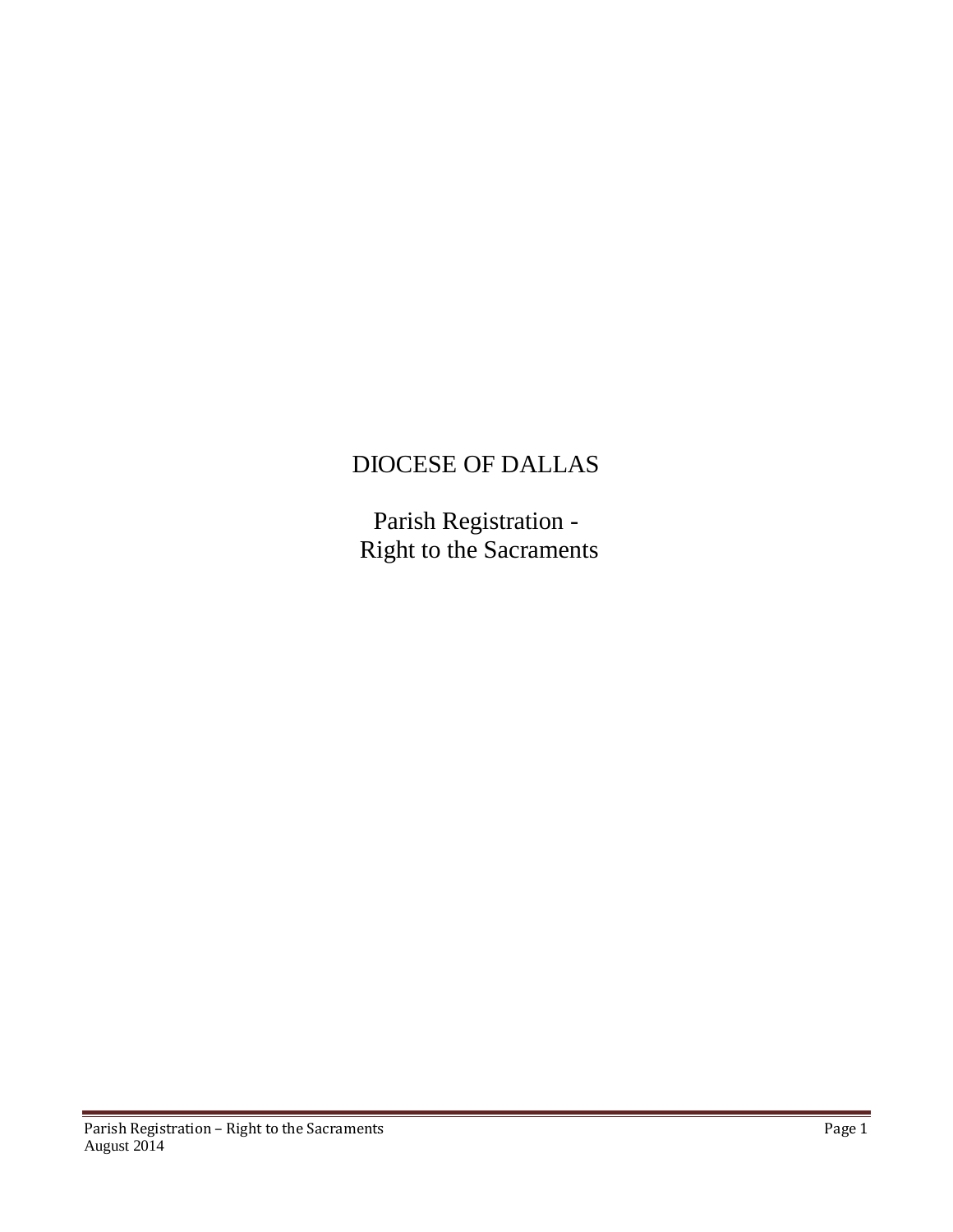# DIOCESE OF DALLAS

## Parish Registration - Right to the Sacraments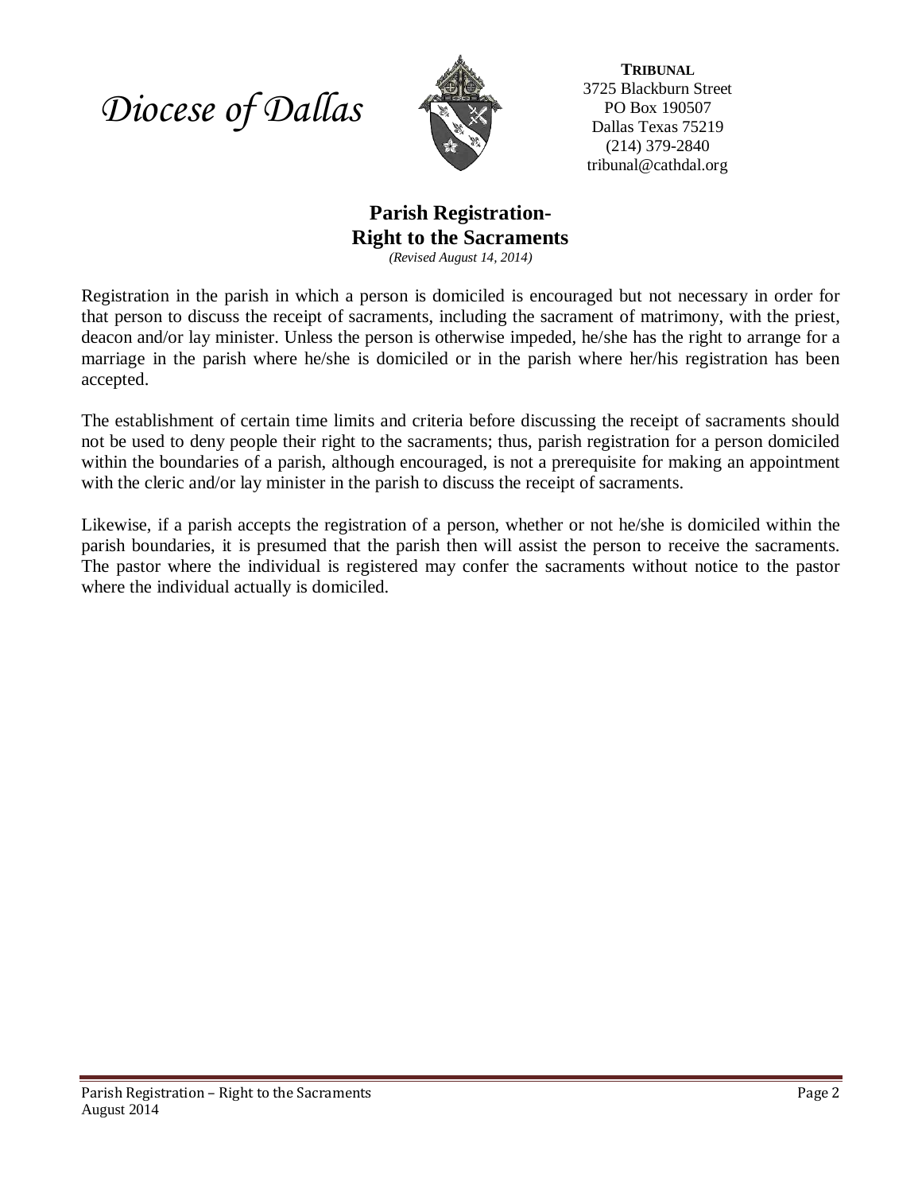*Diocese of Dallas*

**TRIBUNAL**
3725 Blackburn Street
PO Box 190507
Dallas Texas 75219
(214) 379-2840
tribunal@cathdal.org

## Parish Registration-
## Right to the Sacraments

*(Revised August 14, 2014)*

Registration in the parish in which a person is domiciled is encouraged but not necessary in order for that person to discuss the receipt of sacraments, including the sacrament of matrimony, with the priest, deacon and/or lay minister. Unless the person is otherwise impeded, he/she has the right to arrange for a marriage in the parish where he/she is domiciled or in the parish where her/his registration has been accepted.

The establishment of certain time limits and criteria before discussing the receipt of sacraments should not be used to deny people their right to the sacraments; thus, parish registration for a person domiciled within the boundaries of a parish, although encouraged, is not a prerequisite for making an appointment with the cleric and/or lay minister in the parish to discuss the receipt of sacraments.

Likewise, if a parish accepts the registration of a person, whether or not he/she is domiciled within the parish boundaries, it is presumed that the parish then will assist the person to receive the sacraments. The pastor where the individual is registered may confer the sacraments without notice to the pastor where the individual actually is domiciled.